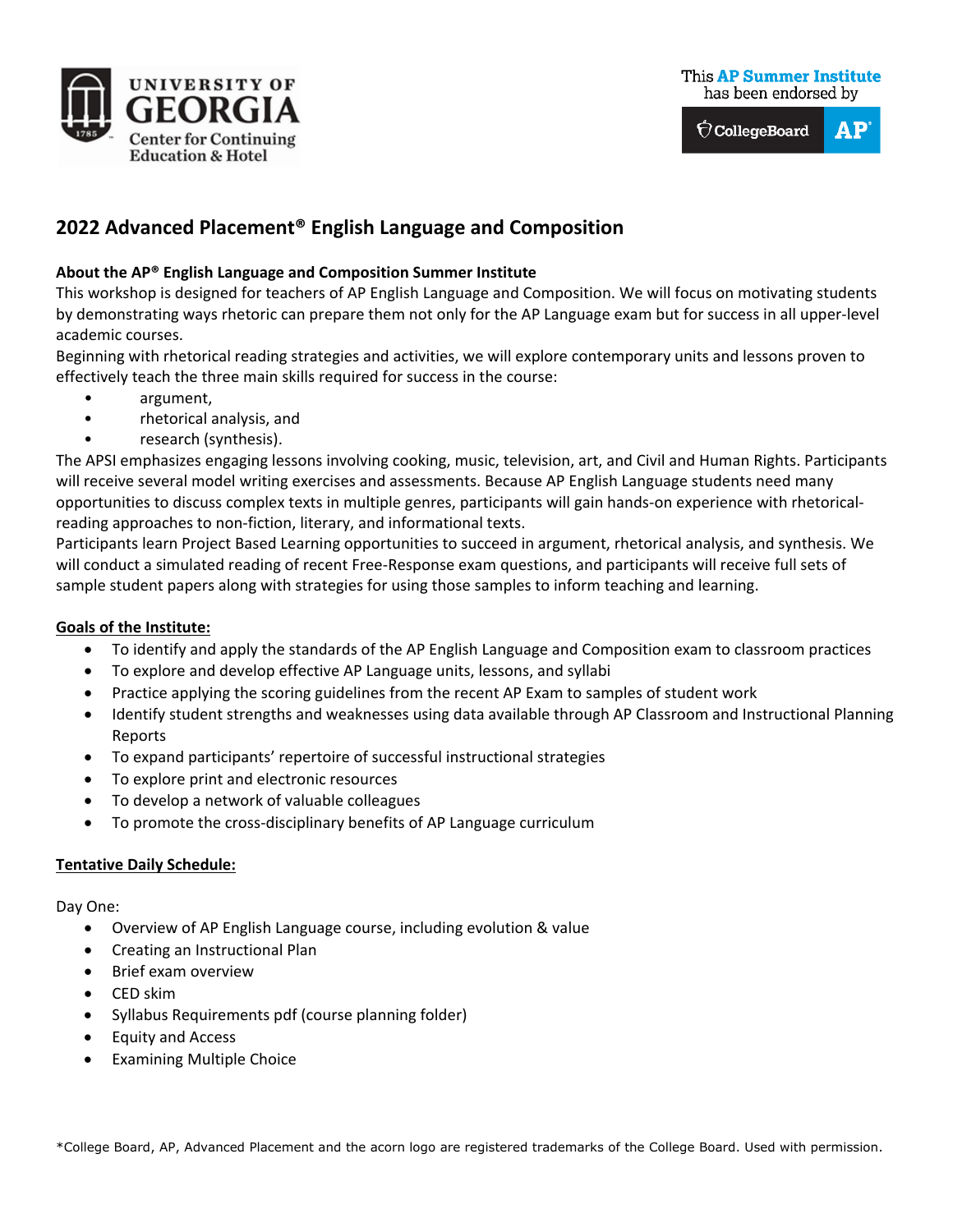University of Georgia Center for Continuing Education & Hotel

This **AP Summer Institute** has been endorsed by CollegeBoard AP

## 2022 Advanced Placement® English Language and Composition

**About the AP® English Language and Composition Summer Institute**

This workshop is designed for teachers of AP English Language and Composition. We will focus on motivating students by demonstrating ways rhetoric can prepare them not only for the AP Language exam but for success in all upper-level academic courses.

Beginning with rhetorical reading strategies and activities, we will explore contemporary units and lessons proven to effectively teach the three main skills required for success in the course:

- argument,
- rhetorical analysis, and
- research (synthesis).

The APSI emphasizes engaging lessons involving cooking, music, television, art, and Civil and Human Rights. Participants will receive several model writing exercises and assessments. Because AP English Language students need many opportunities to discuss complex texts in multiple genres, participants will gain hands-on experience with rhetorical-reading approaches to non-fiction, literary, and informational texts.

Participants learn Project Based Learning opportunities to succeed in argument, rhetorical analysis, and synthesis. We will conduct a simulated reading of recent Free-Response exam questions, and participants will receive full sets of sample student papers along with strategies for using those samples to inform teaching and learning.

**Goals of the Institute:**

- To identify and apply the standards of the AP English Language and Composition exam to classroom practices
- To explore and develop effective AP Language units, lessons, and syllabi
- Practice applying the scoring guidelines from the recent AP Exam to samples of student work
- Identify student strengths and weaknesses using data available through AP Classroom and Instructional Planning Reports
- To expand participants' repertoire of successful instructional strategies
- To explore print and electronic resources
- To develop a network of valuable colleagues
- To promote the cross-disciplinary benefits of AP Language curriculum

**Tentative Daily Schedule:**

Day One:

- Overview of AP English Language course, including evolution & value
- Creating an Instructional Plan
- Brief exam overview
- CED skim
- Syllabus Requirements pdf (course planning folder)
- Equity and Access
- Examining Multiple Choice

*College Board, AP, Advanced Placement and the acorn logo are registered trademarks of the College Board. Used with permission.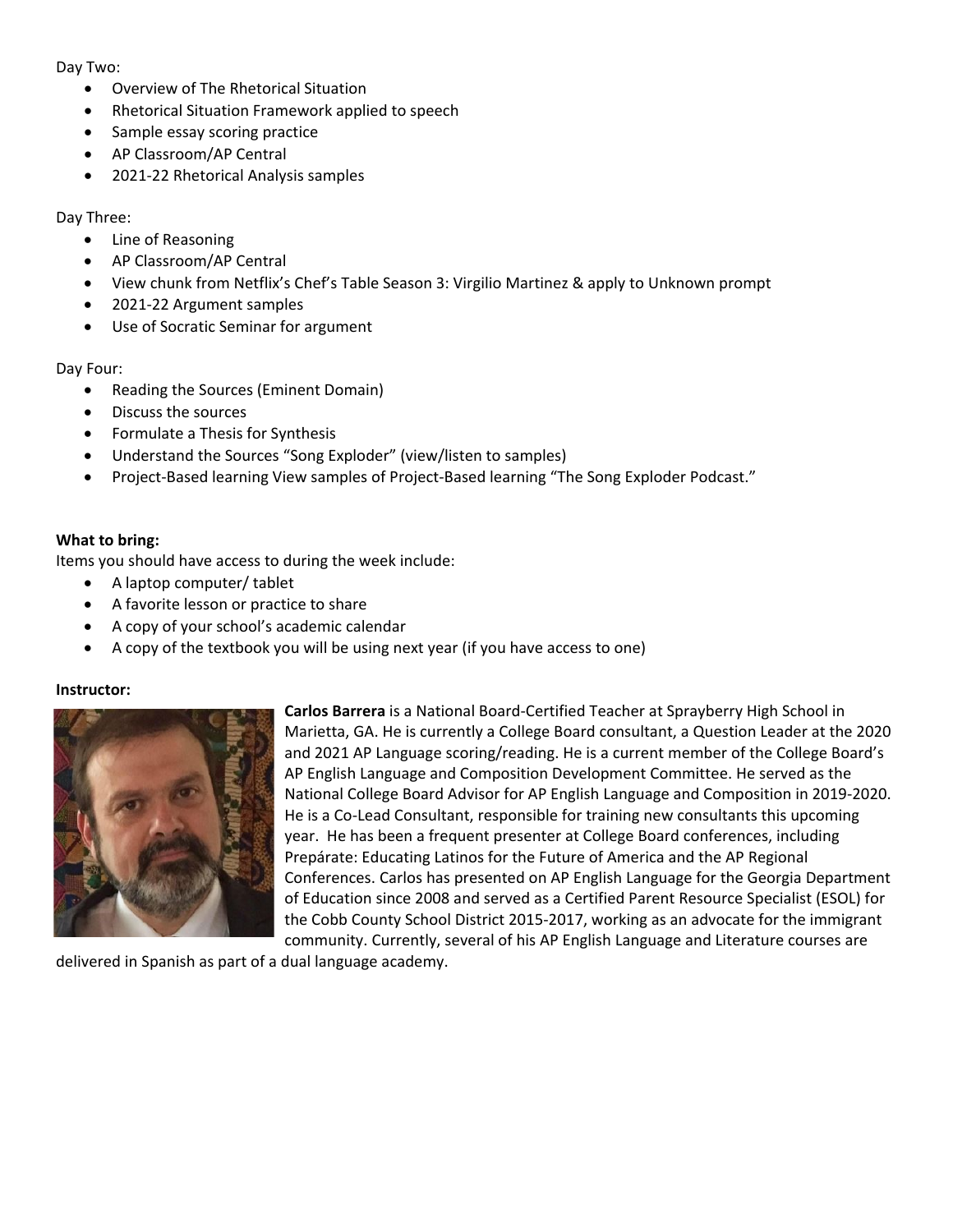Day Two:

- Overview of The Rhetorical Situation
- Rhetorical Situation Framework applied to speech
- Sample essay scoring practice
- AP Classroom/AP Central
- 2021-22 Rhetorical Analysis samples

Day Three:

- Line of Reasoning
- AP Classroom/AP Central
- View chunk from Netflix's Chef's Table Season 3: Virgilio Martinez & apply to Unknown prompt
- 2021-22 Argument samples
- Use of Socratic Seminar for argument

Day Four:

- Reading the Sources (Eminent Domain)
- Discuss the sources
- Formulate a Thesis for Synthesis
- Understand the Sources "Song Exploder" (view/listen to samples)
- Project-Based learning View samples of Project-Based learning "The Song Exploder Podcast."

**What to bring:**

Items you should have access to during the week include:

- A laptop computer/ tablet
- A favorite lesson or practice to share
- A copy of your school's academic calendar
- A copy of the textbook you will be using next year (if you have access to one)

**Instructor:**

**Carlos Barrera** is a National Board-Certified Teacher at Sprayberry High School in Marietta, GA. He is currently a College Board consultant, a Question Leader at the 2020 and 2021 AP Language scoring/reading. He is a current member of the College Board's AP English Language and Composition Development Committee. He served as the National College Board Advisor for AP English Language and Composition in 2019-2020. He is a Co-Lead Consultant, responsible for training new consultants this upcoming year. He has been a frequent presenter at College Board conferences, including Prepárate: Educating Latinos for the Future of America and the AP Regional Conferences. Carlos has presented on AP English Language for the Georgia Department of Education since 2008 and served as a Certified Parent Resource Specialist (ESOL) for the Cobb County School District 2015-2017, working as an advocate for the immigrant community. Currently, several of his AP English Language and Literature courses are delivered in Spanish as part of a dual language academy.